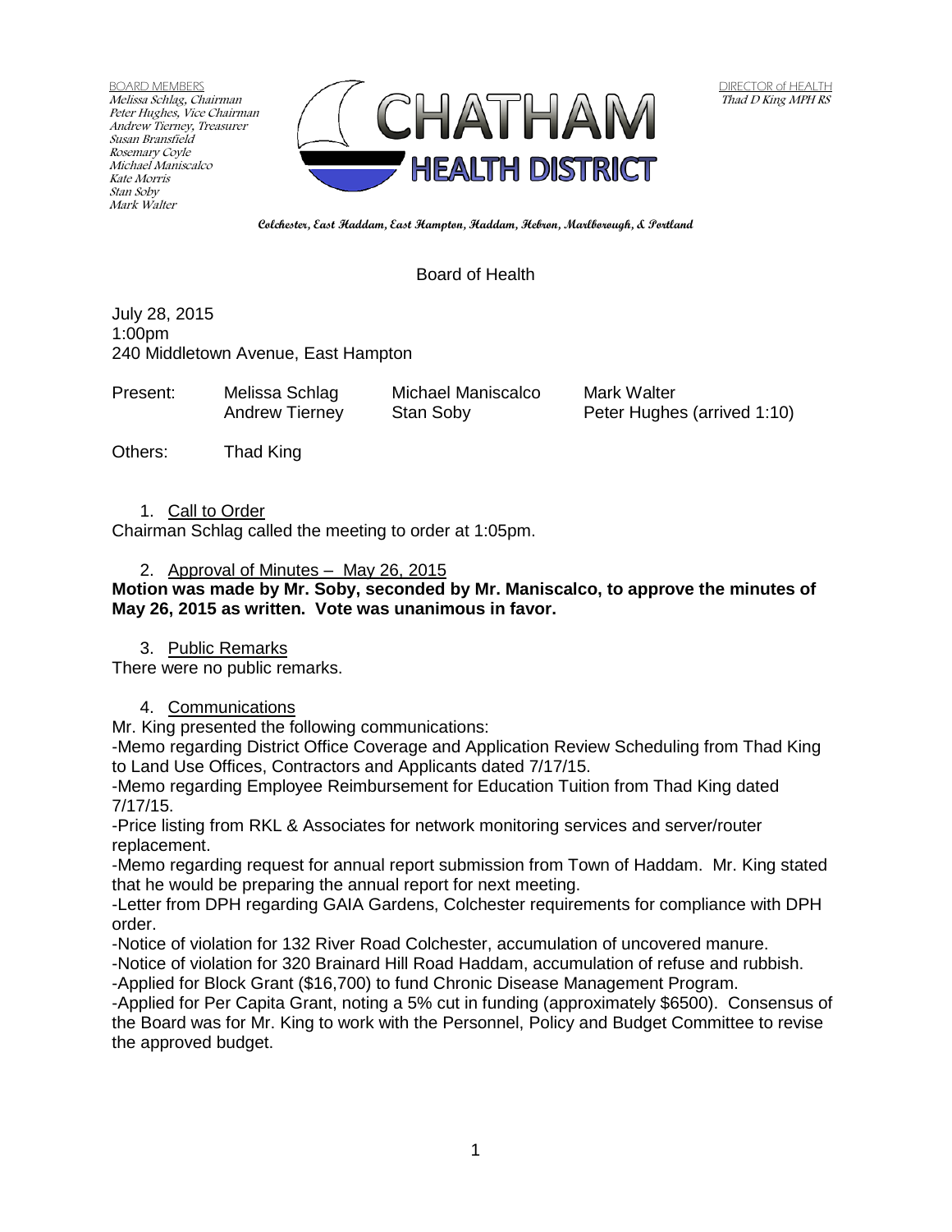BOARD MEMBERS
*Melissa Schlag, Chairman*
*Peter Hughes, Vice Chairman*
*Andrew Tierney, Treasurer*
*Susan Bransfield*
*Rosemary Coyle*
*Michael Maniscalco*
*Kate Morris*
*Stan Soby*
*Mark Walter*

CHATHAM HEALTH DISTRICT

DIRECTOR of HEALTH
*Thad D King MPH RS*

**Colchester, East Haddam, East Hampton, Haddam, Hebron, Marlborough, & Portland**

# Board of Health

July 28, 2015
1:00pm
240 Middletown Avenue, East Hampton

| Present: | Melissa Schlag | Michael Maniscalco | Mark Walter |
|---|---|---|---|
| | Andrew Tierney | Stan Soby | Peter Hughes (arrived 1:10) |

Others: Thad King

1. Call to Order

Chairman Schlag called the meeting to order at 1:05pm.

2. Approval of Minutes – May 26, 2015

**Motion was made by Mr. Soby, seconded by Mr. Maniscalco, to approve the minutes of May 26, 2015 as written. Vote was unanimous in favor.**

3. Public Remarks

There were no public remarks.

4. Communications

Mr. King presented the following communications:

-Memo regarding District Office Coverage and Application Review Scheduling from Thad King to Land Use Offices, Contractors and Applicants dated 7/17/15.

-Memo regarding Employee Reimbursement for Education Tuition from Thad King dated 7/17/15.

-Price listing from RKL & Associates for network monitoring services and server/router replacement.

-Memo regarding request for annual report submission from Town of Haddam. Mr. King stated that he would be preparing the annual report for next meeting.

-Letter from DPH regarding GAIA Gardens, Colchester requirements for compliance with DPH order.

-Notice of violation for 132 River Road Colchester, accumulation of uncovered manure.

-Notice of violation for 320 Brainard Hill Road Haddam, accumulation of refuse and rubbish.

-Applied for Block Grant ($16,700) to fund Chronic Disease Management Program.

-Applied for Per Capita Grant, noting a 5% cut in funding (approximately $6500). Consensus of the Board was for Mr. King to work with the Personnel, Policy and Budget Committee to revise the approved budget.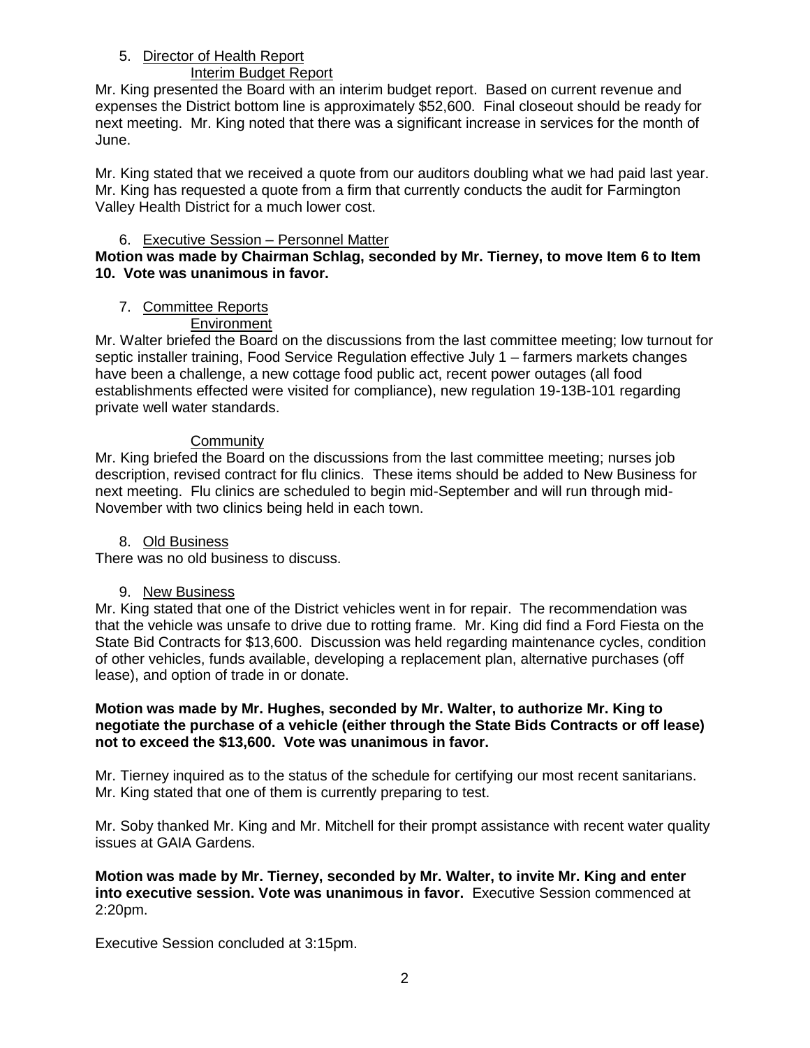5. Director of Health Report

   Interim Budget Report

Mr. King presented the Board with an interim budget report. Based on current revenue and expenses the District bottom line is approximately $52,600. Final closeout should be ready for next meeting. Mr. King noted that there was a significant increase in services for the month of June.

Mr. King stated that we received a quote from our auditors doubling what we had paid last year. Mr. King has requested a quote from a firm that currently conducts the audit for Farmington Valley Health District for a much lower cost.

6. Executive Session – Personnel Matter

**Motion was made by Chairman Schlag, seconded by Mr. Tierney, to move Item 6 to Item 10. Vote was unanimous in favor.**

7. Committee Reports

   Environment

Mr. Walter briefed the Board on the discussions from the last committee meeting; low turnout for septic installer training, Food Service Regulation effective July 1 – farmers markets changes have been a challenge, a new cottage food public act, recent power outages (all food establishments effected were visited for compliance), new regulation 19-13B-101 regarding private well water standards.

   Community

Mr. King briefed the Board on the discussions from the last committee meeting; nurses job description, revised contract for flu clinics. These items should be added to New Business for next meeting. Flu clinics are scheduled to begin mid-September and will run through mid-November with two clinics being held in each town.

8. Old Business

There was no old business to discuss.

9. New Business

Mr. King stated that one of the District vehicles went in for repair. The recommendation was that the vehicle was unsafe to drive due to rotting frame. Mr. King did find a Ford Fiesta on the State Bid Contracts for $13,600. Discussion was held regarding maintenance cycles, condition of other vehicles, funds available, developing a replacement plan, alternative purchases (off lease), and option of trade in or donate.

**Motion was made by Mr. Hughes, seconded by Mr. Walter, to authorize Mr. King to negotiate the purchase of a vehicle (either through the State Bids Contracts or off lease) not to exceed the $13,600. Vote was unanimous in favor.**

Mr. Tierney inquired as to the status of the schedule for certifying our most recent sanitarians. Mr. King stated that one of them is currently preparing to test.

Mr. Soby thanked Mr. King and Mr. Mitchell for their prompt assistance with recent water quality issues at GAIA Gardens.

**Motion was made by Mr. Tierney, seconded by Mr. Walter, to invite Mr. King and enter into executive session. Vote was unanimous in favor.** Executive Session commenced at 2:20pm.

Executive Session concluded at 3:15pm.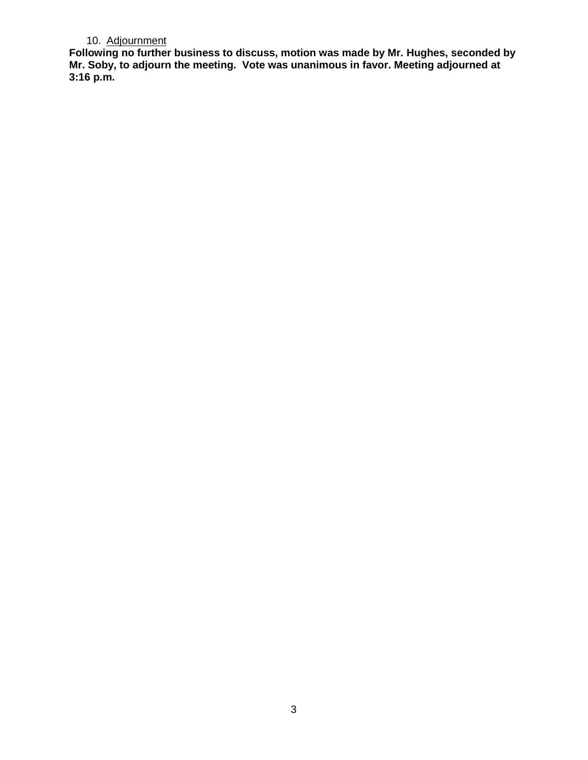10. Adjournment

**Following no further business to discuss, motion was made by Mr. Hughes, seconded by Mr. Soby, to adjourn the meeting. Vote was unanimous in favor. Meeting adjourned at 3:16 p.m.**